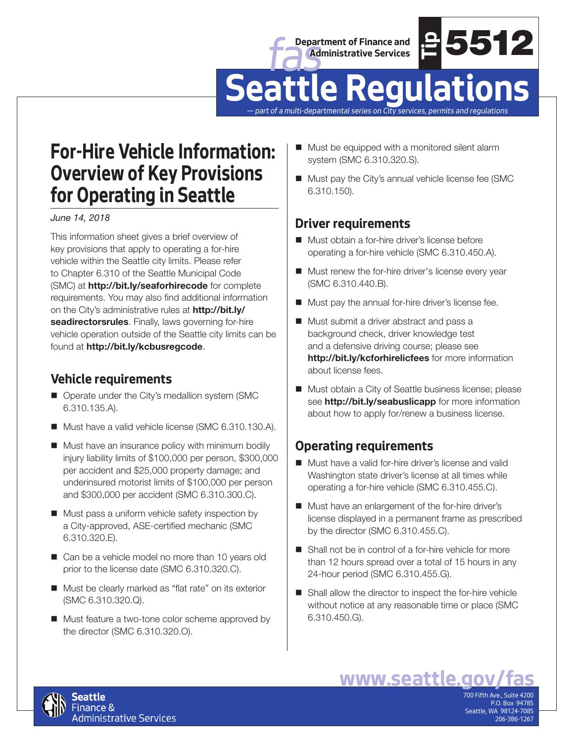Department of Finance and Administrative Services

Tip 5512

# Seattle Regulations

*— part of a multi-departmental series on City services, permits and regulations*

## For-Hire Vehicle Information: Overview of Key Provisions for Operating in Seattle

*June 14, 2018*

This information sheet gives a brief overview of key provisions that apply to operating a for-hire vehicle within the Seattle city limits. Please refer to Chapter 6.310 of the Seattle Municipal Code (SMC) at **http://bit.ly/seaforhirecode** for complete requirements. You may also find additional information on the City's administrative rules at **http://bit.ly/seadirectorsrules**. Finally, laws governing for-hire vehicle operation outside of the Seattle city limits can be found at **http://bit.ly/kcbusregcode**.

### Vehicle requirements

- Operate under the City's medallion system (SMC 6.310.135.A).
- Must have a valid vehicle license (SMC 6.310.130.A).
- Must have an insurance policy with minimum bodily injury liability limits of $100,000 per person, $300,000 per accident and $25,000 property damage; and underinsured motorist limits of $100,000 per person and $300,000 per accident (SMC 6.310.300.C).
- Must pass a uniform vehicle safety inspection by a City-approved, ASE-certified mechanic (SMC 6.310.320.E).
- Can be a vehicle model no more than 10 years old prior to the license date (SMC 6.310.320.C).
- Must be clearly marked as "flat rate" on its exterior (SMC 6.310.320.Q).
- Must feature a two-tone color scheme approved by the director (SMC 6.310.320.O).
- Must be equipped with a monitored silent alarm system (SMC 6.310.320.S).
- Must pay the City's annual vehicle license fee (SMC 6.310.150).

### Driver requirements

- Must obtain a for-hire driver's license before operating a for-hire vehicle (SMC 6.310.450.A).
- Must renew the for-hire driver's license every year (SMC 6.310.440.B).
- Must pay the annual for-hire driver's license fee.
- Must submit a driver abstract and pass a background check, driver knowledge test and a defensive driving course; please see **http://bit.ly/kcforhirelicfees** for more information about license fees.
- Must obtain a City of Seattle business license; please see **http://bit.ly/seabuslicapp** for more information about how to apply for/renew a business license.

### Operating requirements

- Must have a valid for-hire driver's license and valid Washington state driver's license at all times while operating a for-hire vehicle (SMC 6.310.455.C).
- Must have an enlargement of the for-hire driver's license displayed in a permanent frame as prescribed by the director (SMC 6.310.455.C).
- Shall not be in control of a for-hire vehicle for more than 12 hours spread over a total of 15 hours in any 24-hour period (SMC 6.310.455.G).
- Shall allow the director to inspect the for-hire vehicle without notice at any reasonable time or place (SMC 6.310.450.G).

**www.seattle.gov/fas**

Seattle Finance & Administrative Services

700 Fifth Ave., Suite 4200
P.O. Box 94785
Seattle, WA 98124-7085
206-386-1267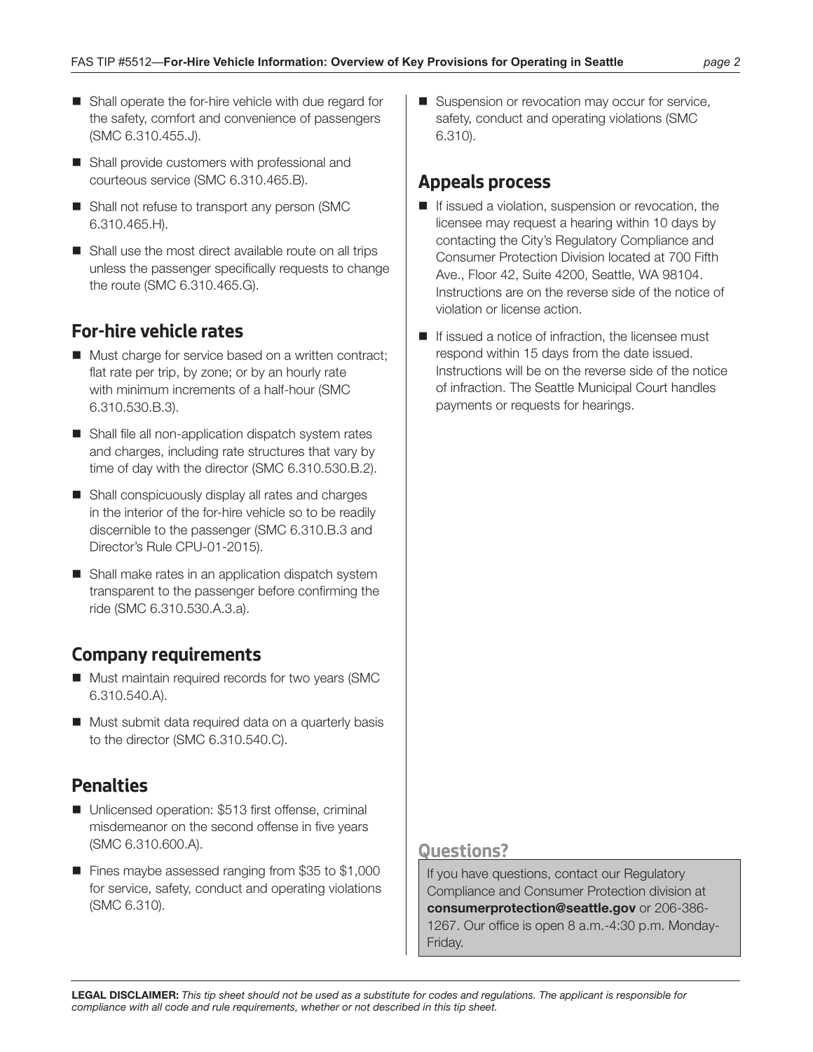- Shall operate the for-hire vehicle with due regard for the safety, comfort and convenience of passengers (SMC 6.310.455.J).
- Shall provide customers with professional and courteous service (SMC 6.310.465.B).
- Shall not refuse to transport any person (SMC 6.310.465.H).
- Shall use the most direct available route on all trips unless the passenger specifically requests to change the route (SMC 6.310.465.G).

## For-hire vehicle rates

- Must charge for service based on a written contract; flat rate per trip, by zone; or by an hourly rate with minimum increments of a half-hour (SMC 6.310.530.B.3).
- Shall file all non-application dispatch system rates and charges, including rate structures that vary by time of day with the director (SMC 6.310.530.B.2).
- Shall conspicuously display all rates and charges in the interior of the for-hire vehicle so to be readily discernible to the passenger (SMC 6.310.B.3 and Director's Rule CPU-01-2015).
- Shall make rates in an application dispatch system transparent to the passenger before confirming the ride (SMC 6.310.530.A.3.a).

## Company requirements

- Must maintain required records for two years (SMC 6.310.540.A).
- Must submit data required data on a quarterly basis to the director (SMC 6.310.540.C).

## Penalties

- Unlicensed operation: $513 first offense, criminal misdemeanor on the second offense in five years (SMC 6.310.600.A).
- Fines maybe assessed ranging from $35 to $1,000 for service, safety, conduct and operating violations (SMC 6.310).
- Suspension or revocation may occur for service, safety, conduct and operating violations (SMC 6.310).

## Appeals process

- If issued a violation, suspension or revocation, the licensee may request a hearing within 10 days by contacting the City's Regulatory Compliance and Consumer Protection Division located at 700 Fifth Ave., Floor 42, Suite 4200, Seattle, WA 98104. Instructions are on the reverse side of the notice of violation or license action.
- If issued a notice of infraction, the licensee must respond within 15 days from the date issued. Instructions will be on the reverse side of the notice of infraction. The Seattle Municipal Court handles payments or requests for hearings.

## Questions?

If you have questions, contact our Regulatory Compliance and Consumer Protection division at **consumerprotection@seattle.gov** or 206-386-1267. Our office is open 8 a.m.-4:30 p.m. Monday-Friday.

**LEGAL DISCLAIMER:** *This tip sheet should not be used as a substitute for codes and regulations. The applicant is responsible for compliance with all code and rule requirements, whether or not described in this tip sheet.*